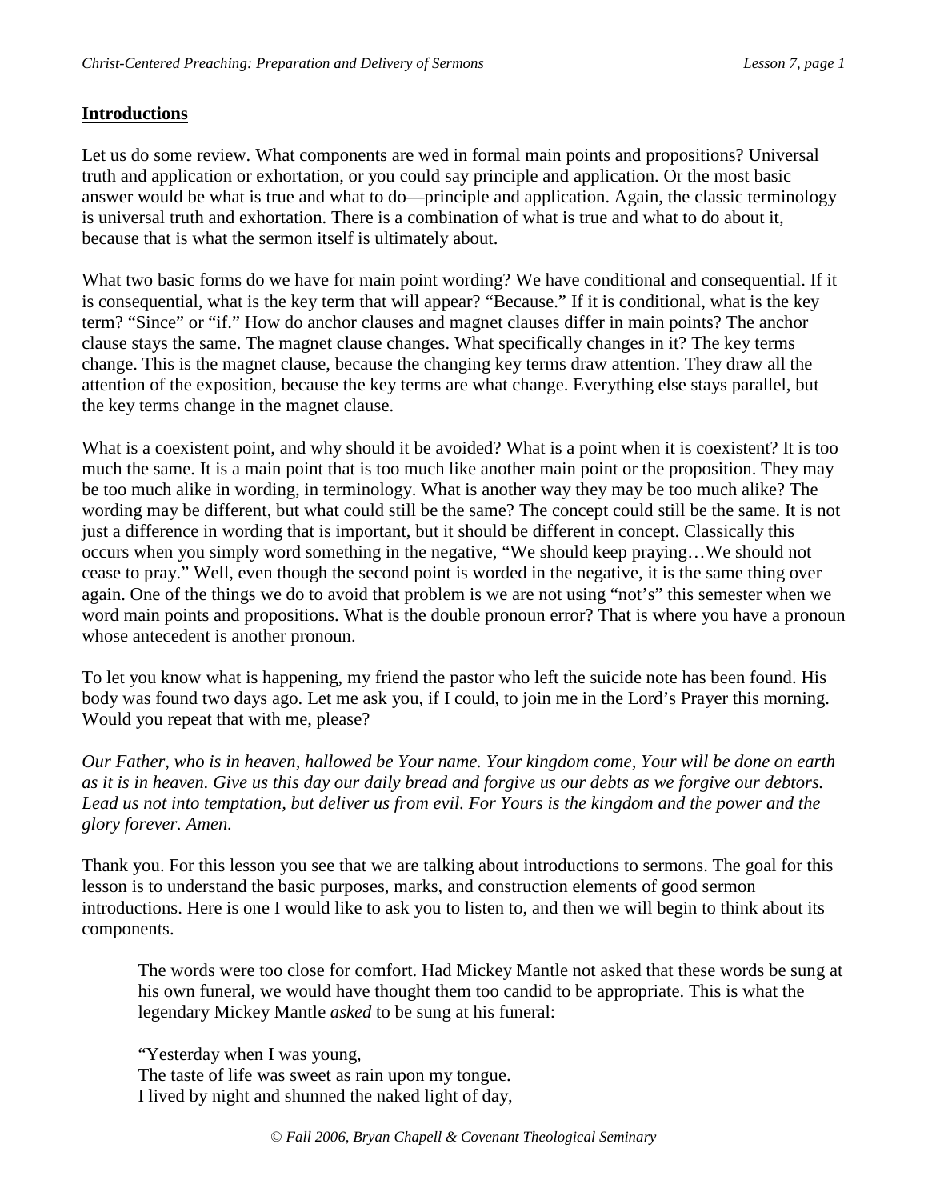## Introductions

Let us do some review. What components are wed in formal main points and propositions? Universal truth and application or exhortation, or you could say principle and application. Or the most basic answer would be what is true and what to do—principle and application. Again, the classic terminology is universal truth and exhortation. There is a combination of what is true and what to do about it, because that is what the sermon itself is ultimately about.

What two basic forms do we have for main point wording? We have conditional and consequential. If it is consequential, what is the key term that will appear? "Because." If it is conditional, what is the key term? "Since" or "if." How do anchor clauses and magnet clauses differ in main points? The anchor clause stays the same. The magnet clause changes. What specifically changes in it? The key terms change. This is the magnet clause, because the changing key terms draw attention. They draw all the attention of the exposition, because the key terms are what change. Everything else stays parallel, but the key terms change in the magnet clause.

What is a coexistent point, and why should it be avoided? What is a point when it is coexistent? It is too much the same. It is a main point that is too much like another main point or the proposition. They may be too much alike in wording, in terminology. What is another way they may be too much alike? The wording may be different, but what could still be the same? The concept could still be the same. It is not just a difference in wording that is important, but it should be different in concept. Classically this occurs when you simply word something in the negative, "We should keep praying…We should not cease to pray." Well, even though the second point is worded in the negative, it is the same thing over again. One of the things we do to avoid that problem is we are not using "not's" this semester when we word main points and propositions. What is the double pronoun error? That is where you have a pronoun whose antecedent is another pronoun.

To let you know what is happening, my friend the pastor who left the suicide note has been found. His body was found two days ago. Let me ask you, if I could, to join me in the Lord's Prayer this morning. Would you repeat that with me, please?

*Our Father, who is in heaven, hallowed be Your name. Your kingdom come, Your will be done on earth as it is in heaven. Give us this day our daily bread and forgive us our debts as we forgive our debtors. Lead us not into temptation, but deliver us from evil. For Yours is the kingdom and the power and the glory forever. Amen.*

Thank you. For this lesson you see that we are talking about introductions to sermons. The goal for this lesson is to understand the basic purposes, marks, and construction elements of good sermon introductions. Here is one I would like to ask you to listen to, and then we will begin to think about its components.

> The words were too close for comfort. Had Mickey Mantle not asked that these words be sung at his own funeral, we would have thought them too candid to be appropriate. This is what the legendary Mickey Mantle *asked* to be sung at his funeral:
>
> "Yesterday when I was young,  
> The taste of life was sweet as rain upon my tongue.  
> I lived by night and shunned the naked light of day,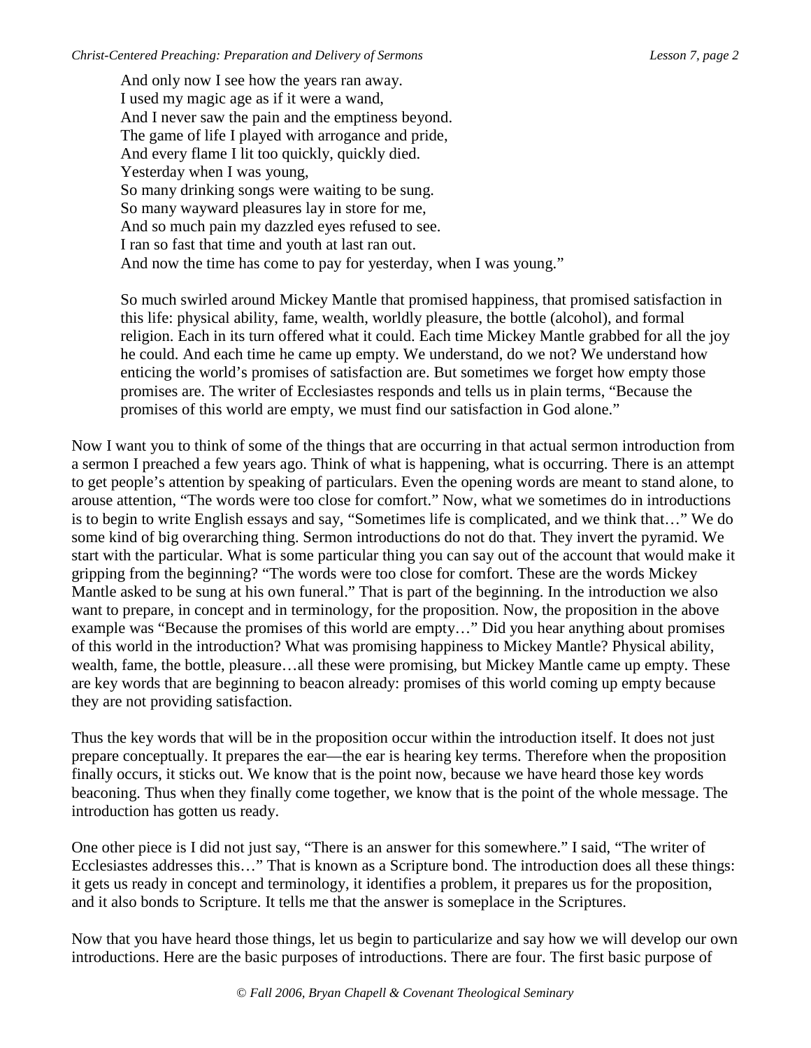> And only now I see how the years ran away.
> I used my magic age as if it were a wand,
> And I never saw the pain and the emptiness beyond.
> The game of life I played with arrogance and pride,
> And every flame I lit too quickly, quickly died.
> Yesterday when I was young,
> So many drinking songs were waiting to be sung.
> So many wayward pleasures lay in store for me,
> And so much pain my dazzled eyes refused to see.
> I ran so fast that time and youth at last ran out.
> And now the time has come to pay for yesterday, when I was young."
>
> So much swirled around Mickey Mantle that promised happiness, that promised satisfaction in this life: physical ability, fame, wealth, worldly pleasure, the bottle (alcohol), and formal religion. Each in its turn offered what it could. Each time Mickey Mantle grabbed for all the joy he could. And each time he came up empty. We understand, do we not? We understand how enticing the world's promises of satisfaction are. But sometimes we forget how empty those promises are. The writer of Ecclesiastes responds and tells us in plain terms, "Because the promises of this world are empty, we must find our satisfaction in God alone."

Now I want you to think of some of the things that are occurring in that actual sermon introduction from a sermon I preached a few years ago. Think of what is happening, what is occurring. There is an attempt to get people's attention by speaking of particulars. Even the opening words are meant to stand alone, to arouse attention, "The words were too close for comfort." Now, what we sometimes do in introductions is to begin to write English essays and say, "Sometimes life is complicated, and we think that…" We do some kind of big overarching thing. Sermon introductions do not do that. They invert the pyramid. We start with the particular. What is some particular thing you can say out of the account that would make it gripping from the beginning? "The words were too close for comfort. These are the words Mickey Mantle asked to be sung at his own funeral." That is part of the beginning. In the introduction we also want to prepare, in concept and in terminology, for the proposition. Now, the proposition in the above example was "Because the promises of this world are empty…" Did you hear anything about promises of this world in the introduction? What was promising happiness to Mickey Mantle? Physical ability, wealth, fame, the bottle, pleasure…all these were promising, but Mickey Mantle came up empty. These are key words that are beginning to beacon already: promises of this world coming up empty because they are not providing satisfaction.

Thus the key words that will be in the proposition occur within the introduction itself. It does not just prepare conceptually. It prepares the ear—the ear is hearing key terms. Therefore when the proposition finally occurs, it sticks out. We know that is the point now, because we have heard those key words beaconing. Thus when they finally come together, we know that is the point of the whole message. The introduction has gotten us ready.

One other piece is I did not just say, "There is an answer for this somewhere." I said, "The writer of Ecclesiastes addresses this…" That is known as a Scripture bond. The introduction does all these things: it gets us ready in concept and terminology, it identifies a problem, it prepares us for the proposition, and it also bonds to Scripture. It tells me that the answer is someplace in the Scriptures.

Now that you have heard those things, let us begin to particularize and say how we will develop our own introductions. Here are the basic purposes of introductions. There are four. The first basic purpose of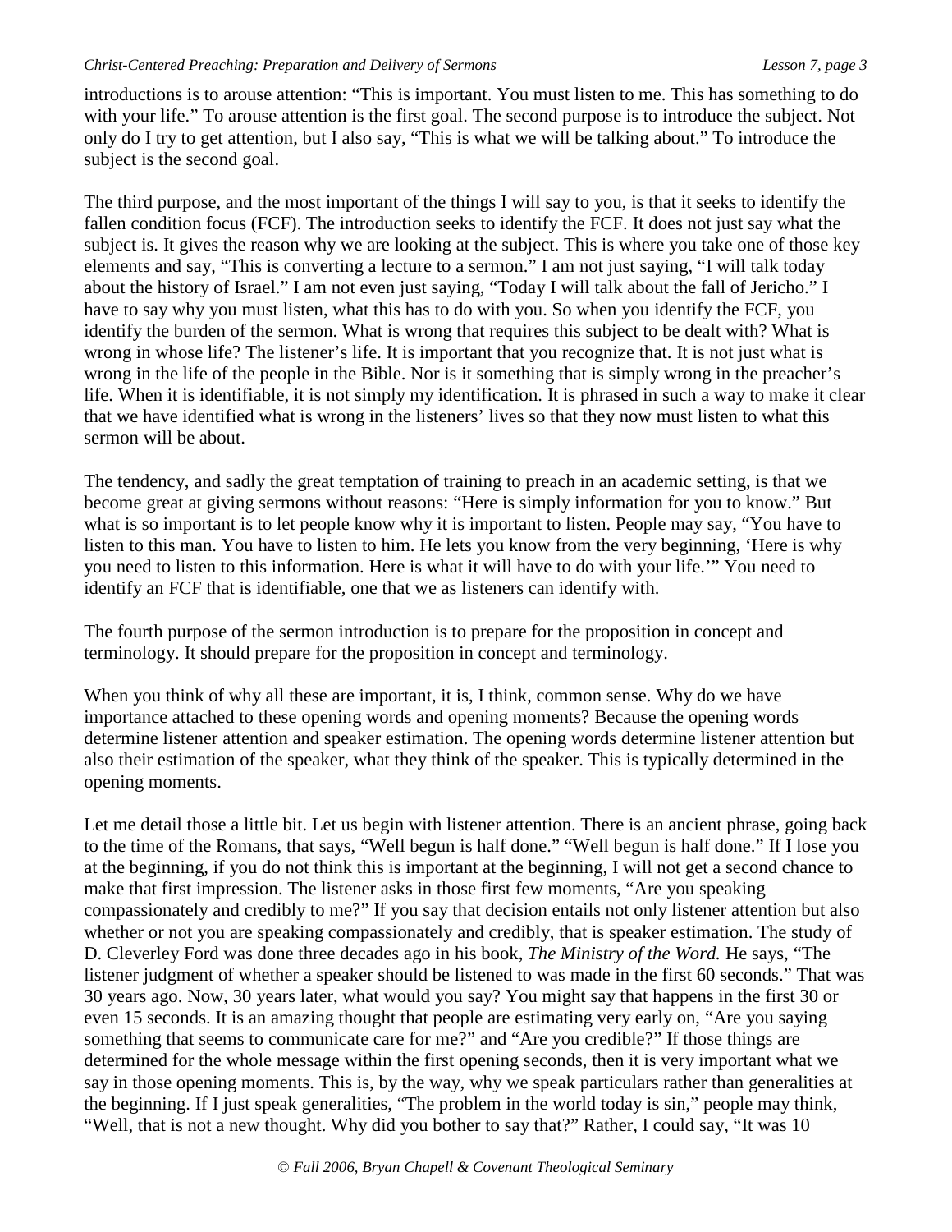introductions is to arouse attention: "This is important. You must listen to me. This has something to do with your life." To arouse attention is the first goal. The second purpose is to introduce the subject. Not only do I try to get attention, but I also say, "This is what we will be talking about." To introduce the subject is the second goal.

The third purpose, and the most important of the things I will say to you, is that it seeks to identify the fallen condition focus (FCF). The introduction seeks to identify the FCF. It does not just say what the subject is. It gives the reason why we are looking at the subject. This is where you take one of those key elements and say, "This is converting a lecture to a sermon." I am not just saying, "I will talk today about the history of Israel." I am not even just saying, "Today I will talk about the fall of Jericho." I have to say why you must listen, what this has to do with you. So when you identify the FCF, you identify the burden of the sermon. What is wrong that requires this subject to be dealt with? What is wrong in whose life? The listener's life. It is important that you recognize that. It is not just what is wrong in the life of the people in the Bible. Nor is it something that is simply wrong in the preacher's life. When it is identifiable, it is not simply my identification. It is phrased in such a way to make it clear that we have identified what is wrong in the listeners' lives so that they now must listen to what this sermon will be about.

The tendency, and sadly the great temptation of training to preach in an academic setting, is that we become great at giving sermons without reasons: "Here is simply information for you to know." But what is so important is to let people know why it is important to listen. People may say, "You have to listen to this man. You have to listen to him. He lets you know from the very beginning, 'Here is why you need to listen to this information. Here is what it will have to do with your life.'" You need to identify an FCF that is identifiable, one that we as listeners can identify with.

The fourth purpose of the sermon introduction is to prepare for the proposition in concept and terminology. It should prepare for the proposition in concept and terminology.

When you think of why all these are important, it is, I think, common sense. Why do we have importance attached to these opening words and opening moments? Because the opening words determine listener attention and speaker estimation. The opening words determine listener attention but also their estimation of the speaker, what they think of the speaker. This is typically determined in the opening moments.

Let me detail those a little bit. Let us begin with listener attention. There is an ancient phrase, going back to the time of the Romans, that says, "Well begun is half done." "Well begun is half done." If I lose you at the beginning, if you do not think this is important at the beginning, I will not get a second chance to make that first impression. The listener asks in those first few moments, "Are you speaking compassionately and credibly to me?" If you say that decision entails not only listener attention but also whether or not you are speaking compassionately and credibly, that is speaker estimation. The study of D. Cleverley Ford was done three decades ago in his book, *The Ministry of the Word.* He says, "The listener judgment of whether a speaker should be listened to was made in the first 60 seconds." That was 30 years ago. Now, 30 years later, what would you say? You might say that happens in the first 30 or even 15 seconds. It is an amazing thought that people are estimating very early on, "Are you saying something that seems to communicate care for me?" and "Are you credible?" If those things are determined for the whole message within the first opening seconds, then it is very important what we say in those opening moments. This is, by the way, why we speak particulars rather than generalities at the beginning. If I just speak generalities, "The problem in the world today is sin," people may think, "Well, that is not a new thought. Why did you bother to say that?" Rather, I could say, "It was 10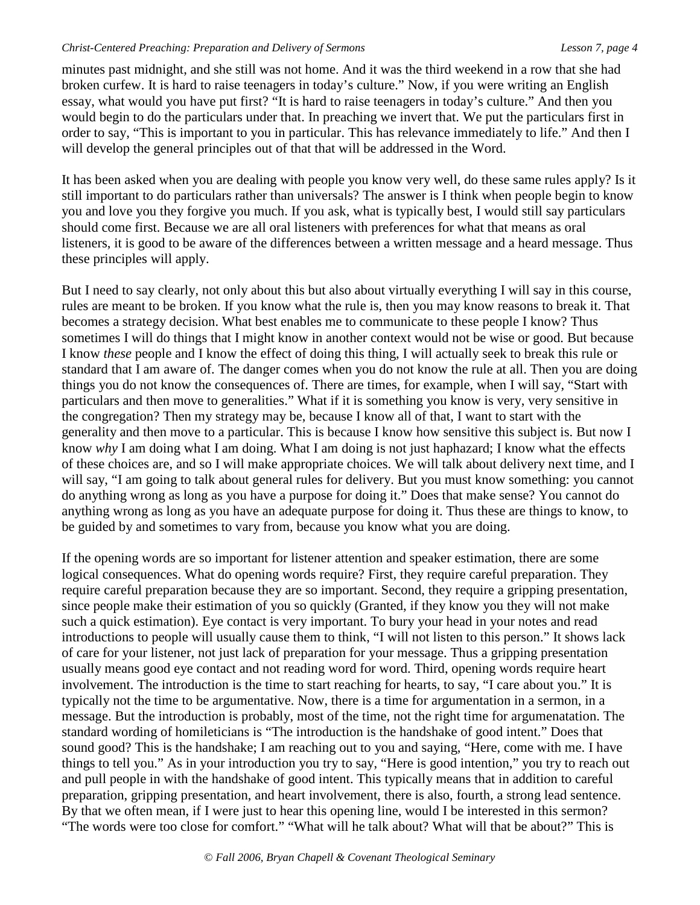minutes past midnight, and she still was not home. And it was the third weekend in a row that she had broken curfew. It is hard to raise teenagers in today's culture." Now, if you were writing an English essay, what would you have put first? "It is hard to raise teenagers in today's culture." And then you would begin to do the particulars under that. In preaching we invert that. We put the particulars first in order to say, "This is important to you in particular. This has relevance immediately to life." And then I will develop the general principles out of that that will be addressed in the Word.

It has been asked when you are dealing with people you know very well, do these same rules apply? Is it still important to do particulars rather than universals? The answer is I think when people begin to know you and love you they forgive you much. If you ask, what is typically best, I would still say particulars should come first. Because we are all oral listeners with preferences for what that means as oral listeners, it is good to be aware of the differences between a written message and a heard message. Thus these principles will apply.

But I need to say clearly, not only about this but also about virtually everything I will say in this course, rules are meant to be broken. If you know what the rule is, then you may know reasons to break it. That becomes a strategy decision. What best enables me to communicate to these people I know? Thus sometimes I will do things that I might know in another context would not be wise or good. But because I know *these* people and I know the effect of doing this thing, I will actually seek to break this rule or standard that I am aware of. The danger comes when you do not know the rule at all. Then you are doing things you do not know the consequences of. There are times, for example, when I will say, "Start with particulars and then move to generalities." What if it is something you know is very, very sensitive in the congregation? Then my strategy may be, because I know all of that, I want to start with the generality and then move to a particular. This is because I know how sensitive this subject is. But now I know *why* I am doing what I am doing. What I am doing is not just haphazard; I know what the effects of these choices are, and so I will make appropriate choices. We will talk about delivery next time, and I will say, "I am going to talk about general rules for delivery. But you must know something: you cannot do anything wrong as long as you have a purpose for doing it." Does that make sense? You cannot do anything wrong as long as you have an adequate purpose for doing it. Thus these are things to know, to be guided by and sometimes to vary from, because you know what you are doing.

If the opening words are so important for listener attention and speaker estimation, there are some logical consequences. What do opening words require? First, they require careful preparation. They require careful preparation because they are so important. Second, they require a gripping presentation, since people make their estimation of you so quickly (Granted, if they know you they will not make such a quick estimation). Eye contact is very important. To bury your head in your notes and read introductions to people will usually cause them to think, "I will not listen to this person." It shows lack of care for your listener, not just lack of preparation for your message. Thus a gripping presentation usually means good eye contact and not reading word for word. Third, opening words require heart involvement. The introduction is the time to start reaching for hearts, to say, "I care about you." It is typically not the time to be argumentative. Now, there is a time for argumentation in a sermon, in a message. But the introduction is probably, most of the time, not the right time for argumenatation. The standard wording of homileticians is "The introduction is the handshake of good intent." Does that sound good? This is the handshake; I am reaching out to you and saying, "Here, come with me. I have things to tell you." As in your introduction you try to say, "Here is good intention," you try to reach out and pull people in with the handshake of good intent. This typically means that in addition to careful preparation, gripping presentation, and heart involvement, there is also, fourth, a strong lead sentence. By that we often mean, if I were just to hear this opening line, would I be interested in this sermon? "The words were too close for comfort." "What will he talk about? What will that be about?" This is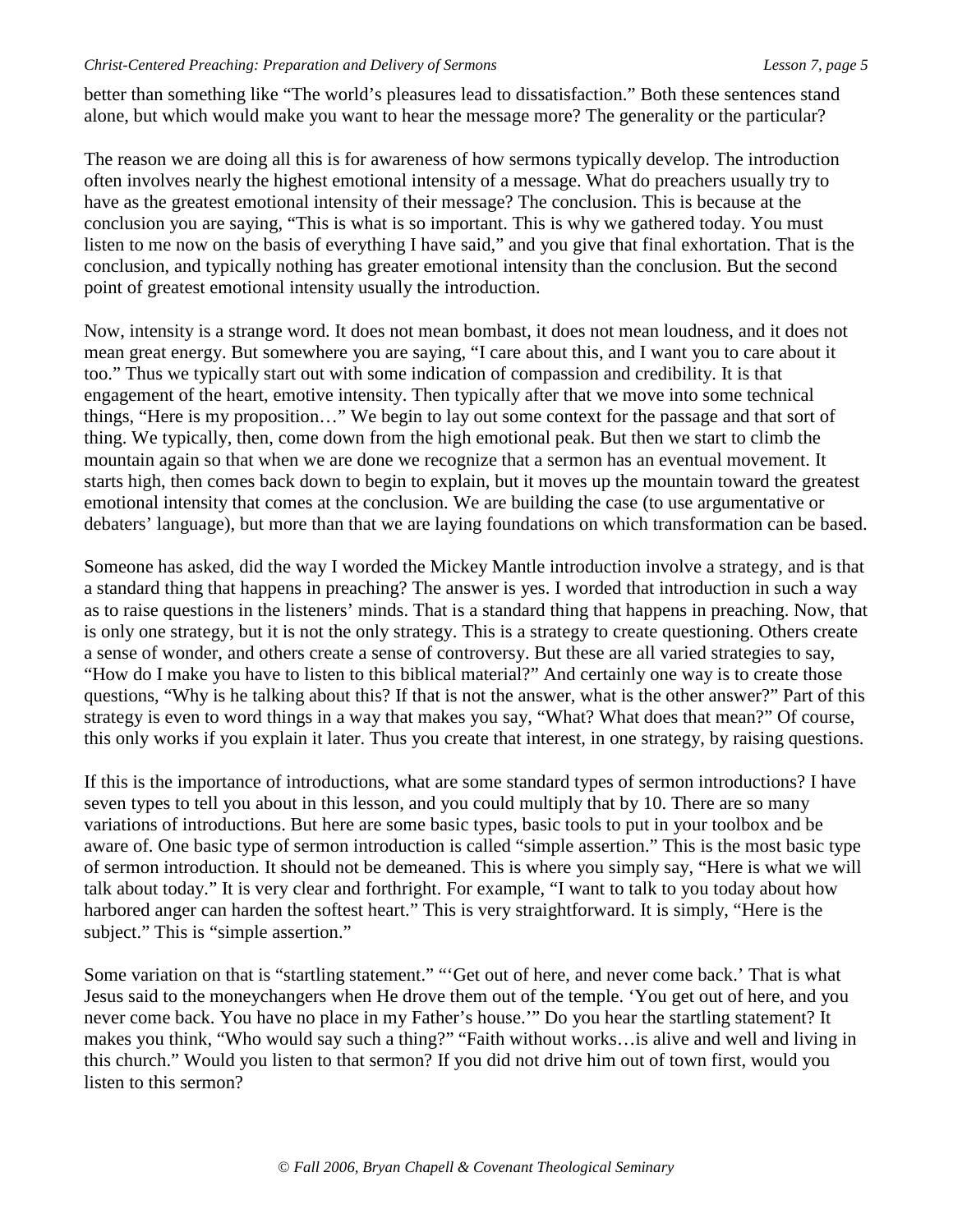better than something like "The world's pleasures lead to dissatisfaction." Both these sentences stand alone, but which would make you want to hear the message more? The generality or the particular?

The reason we are doing all this is for awareness of how sermons typically develop. The introduction often involves nearly the highest emotional intensity of a message. What do preachers usually try to have as the greatest emotional intensity of their message? The conclusion. This is because at the conclusion you are saying, "This is what is so important. This is why we gathered today. You must listen to me now on the basis of everything I have said," and you give that final exhortation. That is the conclusion, and typically nothing has greater emotional intensity than the conclusion. But the second point of greatest emotional intensity usually the introduction.

Now, intensity is a strange word. It does not mean bombast, it does not mean loudness, and it does not mean great energy. But somewhere you are saying, "I care about this, and I want you to care about it too." Thus we typically start out with some indication of compassion and credibility. It is that engagement of the heart, emotive intensity. Then typically after that we move into some technical things, "Here is my proposition…" We begin to lay out some context for the passage and that sort of thing. We typically, then, come down from the high emotional peak. But then we start to climb the mountain again so that when we are done we recognize that a sermon has an eventual movement. It starts high, then comes back down to begin to explain, but it moves up the mountain toward the greatest emotional intensity that comes at the conclusion. We are building the case (to use argumentative or debaters' language), but more than that we are laying foundations on which transformation can be based.

Someone has asked, did the way I worded the Mickey Mantle introduction involve a strategy, and is that a standard thing that happens in preaching? The answer is yes. I worded that introduction in such a way as to raise questions in the listeners' minds. That is a standard thing that happens in preaching. Now, that is only one strategy, but it is not the only strategy. This is a strategy to create questioning. Others create a sense of wonder, and others create a sense of controversy. But these are all varied strategies to say, "How do I make you have to listen to this biblical material?" And certainly one way is to create those questions, "Why is he talking about this? If that is not the answer, what is the other answer?" Part of this strategy is even to word things in a way that makes you say, "What? What does that mean?" Of course, this only works if you explain it later. Thus you create that interest, in one strategy, by raising questions.

If this is the importance of introductions, what are some standard types of sermon introductions? I have seven types to tell you about in this lesson, and you could multiply that by 10. There are so many variations of introductions. But here are some basic types, basic tools to put in your toolbox and be aware of. One basic type of sermon introduction is called "simple assertion." This is the most basic type of sermon introduction. It should not be demeaned. This is where you simply say, "Here is what we will talk about today." It is very clear and forthright. For example, "I want to talk to you today about how harbored anger can harden the softest heart." This is very straightforward. It is simply, "Here is the subject." This is "simple assertion."

Some variation on that is "startling statement." "'Get out of here, and never come back.' That is what Jesus said to the moneychangers when He drove them out of the temple. 'You get out of here, and you never come back. You have no place in my Father's house.'" Do you hear the startling statement? It makes you think, "Who would say such a thing?" "Faith without works…is alive and well and living in this church." Would you listen to that sermon? If you did not drive him out of town first, would you listen to this sermon?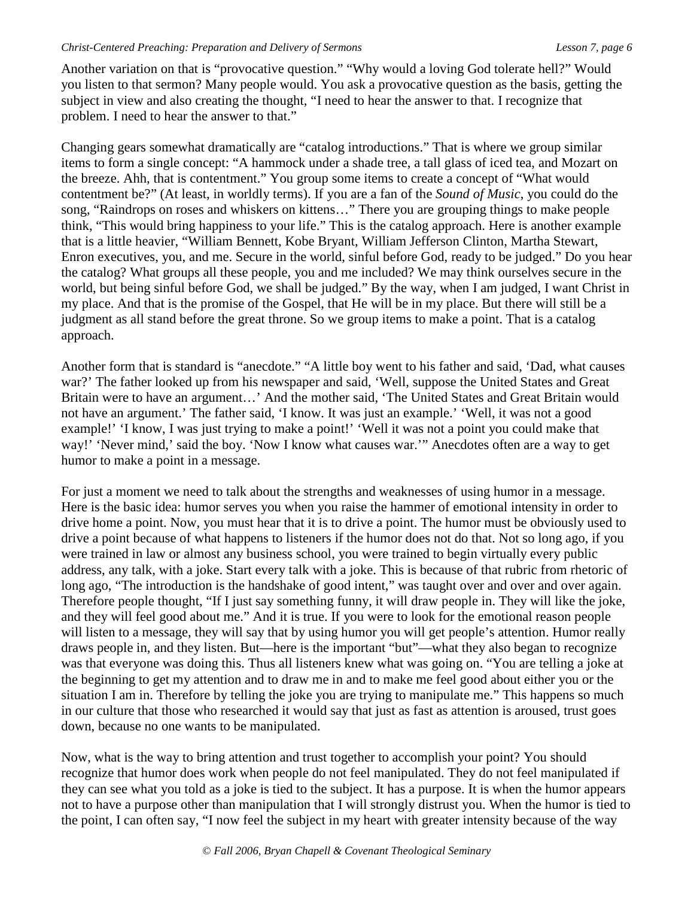Another variation on that is "provocative question." "Why would a loving God tolerate hell?" Would you listen to that sermon? Many people would. You ask a provocative question as the basis, getting the subject in view and also creating the thought, "I need to hear the answer to that. I recognize that problem. I need to hear the answer to that."

Changing gears somewhat dramatically are "catalog introductions." That is where we group similar items to form a single concept: "A hammock under a shade tree, a tall glass of iced tea, and Mozart on the breeze. Ahh, that is contentment." You group some items to create a concept of "What would contentment be?" (At least, in worldly terms). If you are a fan of the *Sound of Music*, you could do the song, "Raindrops on roses and whiskers on kittens…" There you are grouping things to make people think, "This would bring happiness to your life." This is the catalog approach. Here is another example that is a little heavier, "William Bennett, Kobe Bryant, William Jefferson Clinton, Martha Stewart, Enron executives, you, and me. Secure in the world, sinful before God, ready to be judged." Do you hear the catalog? What groups all these people, you and me included? We may think ourselves secure in the world, but being sinful before God, we shall be judged." By the way, when I am judged, I want Christ in my place. And that is the promise of the Gospel, that He will be in my place. But there will still be a judgment as all stand before the great throne. So we group items to make a point. That is a catalog approach.

Another form that is standard is "anecdote." "A little boy went to his father and said, 'Dad, what causes war?' The father looked up from his newspaper and said, 'Well, suppose the United States and Great Britain were to have an argument…' And the mother said, 'The United States and Great Britain would not have an argument.' The father said, 'I know. It was just an example.' 'Well, it was not a good example!' 'I know, I was just trying to make a point!' 'Well it was not a point you could make that way!' 'Never mind,' said the boy. 'Now I know what causes war.'" Anecdotes often are a way to get humor to make a point in a message.

For just a moment we need to talk about the strengths and weaknesses of using humor in a message. Here is the basic idea: humor serves you when you raise the hammer of emotional intensity in order to drive home a point. Now, you must hear that it is to drive a point. The humor must be obviously used to drive a point because of what happens to listeners if the humor does not do that. Not so long ago, if you were trained in law or almost any business school, you were trained to begin virtually every public address, any talk, with a joke. Start every talk with a joke. This is because of that rubric from rhetoric of long ago, "The introduction is the handshake of good intent," was taught over and over and over again. Therefore people thought, "If I just say something funny, it will draw people in. They will like the joke, and they will feel good about me." And it is true. If you were to look for the emotional reason people will listen to a message, they will say that by using humor you will get people's attention. Humor really draws people in, and they listen. But—here is the important "but"—what they also began to recognize was that everyone was doing this. Thus all listeners knew what was going on. "You are telling a joke at the beginning to get my attention and to draw me in and to make me feel good about either you or the situation I am in. Therefore by telling the joke you are trying to manipulate me." This happens so much in our culture that those who researched it would say that just as fast as attention is aroused, trust goes down, because no one wants to be manipulated.

Now, what is the way to bring attention and trust together to accomplish your point? You should recognize that humor does work when people do not feel manipulated. They do not feel manipulated if they can see what you told as a joke is tied to the subject. It has a purpose. It is when the humor appears not to have a purpose other than manipulation that I will strongly distrust you. When the humor is tied to the point, I can often say, "I now feel the subject in my heart with greater intensity because of the way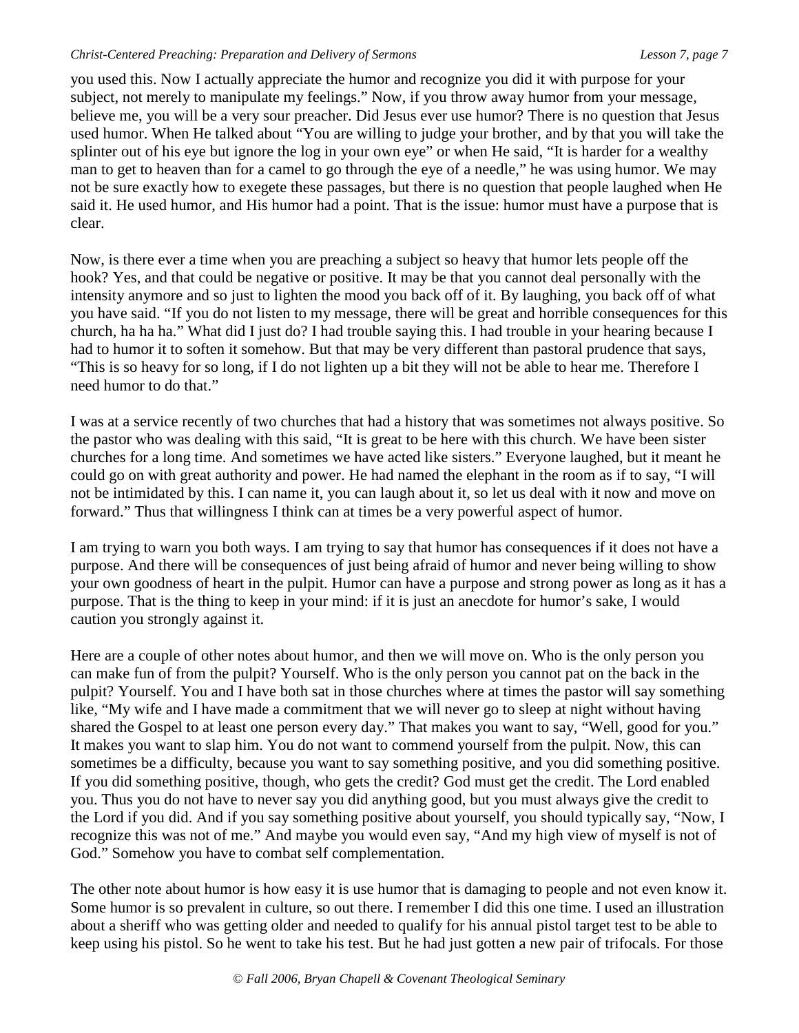you used this. Now I actually appreciate the humor and recognize you did it with purpose for your subject, not merely to manipulate my feelings." Now, if you throw away humor from your message, believe me, you will be a very sour preacher. Did Jesus ever use humor? There is no question that Jesus used humor. When He talked about "You are willing to judge your brother, and by that you will take the splinter out of his eye but ignore the log in your own eye" or when He said, "It is harder for a wealthy man to get to heaven than for a camel to go through the eye of a needle," he was using humor. We may not be sure exactly how to exegete these passages, but there is no question that people laughed when He said it. He used humor, and His humor had a point. That is the issue: humor must have a purpose that is clear.

Now, is there ever a time when you are preaching a subject so heavy that humor lets people off the hook? Yes, and that could be negative or positive. It may be that you cannot deal personally with the intensity anymore and so just to lighten the mood you back off of it. By laughing, you back off of what you have said. "If you do not listen to my message, there will be great and horrible consequences for this church, ha ha ha." What did I just do? I had trouble saying this. I had trouble in your hearing because I had to humor it to soften it somehow. But that may be very different than pastoral prudence that says, "This is so heavy for so long, if I do not lighten up a bit they will not be able to hear me. Therefore I need humor to do that."

I was at a service recently of two churches that had a history that was sometimes not always positive. So the pastor who was dealing with this said, "It is great to be here with this church. We have been sister churches for a long time. And sometimes we have acted like sisters." Everyone laughed, but it meant he could go on with great authority and power. He had named the elephant in the room as if to say, "I will not be intimidated by this. I can name it, you can laugh about it, so let us deal with it now and move on forward." Thus that willingness I think can at times be a very powerful aspect of humor.

I am trying to warn you both ways. I am trying to say that humor has consequences if it does not have a purpose. And there will be consequences of just being afraid of humor and never being willing to show your own goodness of heart in the pulpit. Humor can have a purpose and strong power as long as it has a purpose. That is the thing to keep in your mind: if it is just an anecdote for humor's sake, I would caution you strongly against it.

Here are a couple of other notes about humor, and then we will move on. Who is the only person you can make fun of from the pulpit? Yourself. Who is the only person you cannot pat on the back in the pulpit? Yourself. You and I have both sat in those churches where at times the pastor will say something like, "My wife and I have made a commitment that we will never go to sleep at night without having shared the Gospel to at least one person every day." That makes you want to say, "Well, good for you." It makes you want to slap him. You do not want to commend yourself from the pulpit. Now, this can sometimes be a difficulty, because you want to say something positive, and you did something positive. If you did something positive, though, who gets the credit? God must get the credit. The Lord enabled you. Thus you do not have to never say you did anything good, but you must always give the credit to the Lord if you did. And if you say something positive about yourself, you should typically say, "Now, I recognize this was not of me." And maybe you would even say, "And my high view of myself is not of God." Somehow you have to combat self complementation.

The other note about humor is how easy it is use humor that is damaging to people and not even know it. Some humor is so prevalent in culture, so out there. I remember I did this one time. I used an illustration about a sheriff who was getting older and needed to qualify for his annual pistol target test to be able to keep using his pistol. So he went to take his test. But he had just gotten a new pair of trifocals. For those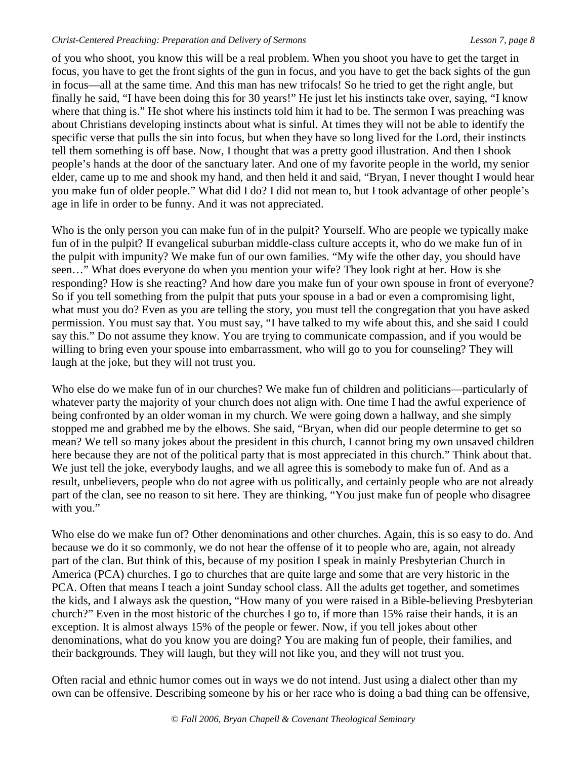of you who shoot, you know this will be a real problem. When you shoot you have to get the target in focus, you have to get the front sights of the gun in focus, and you have to get the back sights of the gun in focus—all at the same time. And this man has new trifocals! So he tried to get the right angle, but finally he said, "I have been doing this for 30 years!" He just let his instincts take over, saying, "I know where that thing is." He shot where his instincts told him it had to be. The sermon I was preaching was about Christians developing instincts about what is sinful. At times they will not be able to identify the specific verse that pulls the sin into focus, but when they have so long lived for the Lord, their instincts tell them something is off base. Now, I thought that was a pretty good illustration. And then I shook people's hands at the door of the sanctuary later. And one of my favorite people in the world, my senior elder, came up to me and shook my hand, and then held it and said, "Bryan, I never thought I would hear you make fun of older people." What did I do? I did not mean to, but I took advantage of other people's age in life in order to be funny. And it was not appreciated.

Who is the only person you can make fun of in the pulpit? Yourself. Who are people we typically make fun of in the pulpit? If evangelical suburban middle-class culture accepts it, who do we make fun of in the pulpit with impunity? We make fun of our own families. "My wife the other day, you should have seen…" What does everyone do when you mention your wife? They look right at her. How is she responding? How is she reacting? And how dare you make fun of your own spouse in front of everyone? So if you tell something from the pulpit that puts your spouse in a bad or even a compromising light, what must you do? Even as you are telling the story, you must tell the congregation that you have asked permission. You must say that. You must say, "I have talked to my wife about this, and she said I could say this." Do not assume they know. You are trying to communicate compassion, and if you would be willing to bring even your spouse into embarrassment, who will go to you for counseling? They will laugh at the joke, but they will not trust you.

Who else do we make fun of in our churches? We make fun of children and politicians—particularly of whatever party the majority of your church does not align with. One time I had the awful experience of being confronted by an older woman in my church. We were going down a hallway, and she simply stopped me and grabbed me by the elbows. She said, "Bryan, when did our people determine to get so mean? We tell so many jokes about the president in this church, I cannot bring my own unsaved children here because they are not of the political party that is most appreciated in this church." Think about that. We just tell the joke, everybody laughs, and we all agree this is somebody to make fun of. And as a result, unbelievers, people who do not agree with us politically, and certainly people who are not already part of the clan, see no reason to sit here. They are thinking, "You just make fun of people who disagree with you."

Who else do we make fun of? Other denominations and other churches. Again, this is so easy to do. And because we do it so commonly, we do not hear the offense of it to people who are, again, not already part of the clan. But think of this, because of my position I speak in mainly Presbyterian Church in America (PCA) churches. I go to churches that are quite large and some that are very historic in the PCA. Often that means I teach a joint Sunday school class. All the adults get together, and sometimes the kids, and I always ask the question, "How many of you were raised in a Bible-believing Presbyterian church?" Even in the most historic of the churches I go to, if more than 15% raise their hands, it is an exception. It is almost always 15% of the people or fewer. Now, if you tell jokes about other denominations, what do you know you are doing? You are making fun of people, their families, and their backgrounds. They will laugh, but they will not like you, and they will not trust you.

Often racial and ethnic humor comes out in ways we do not intend. Just using a dialect other than my own can be offensive. Describing someone by his or her race who is doing a bad thing can be offensive,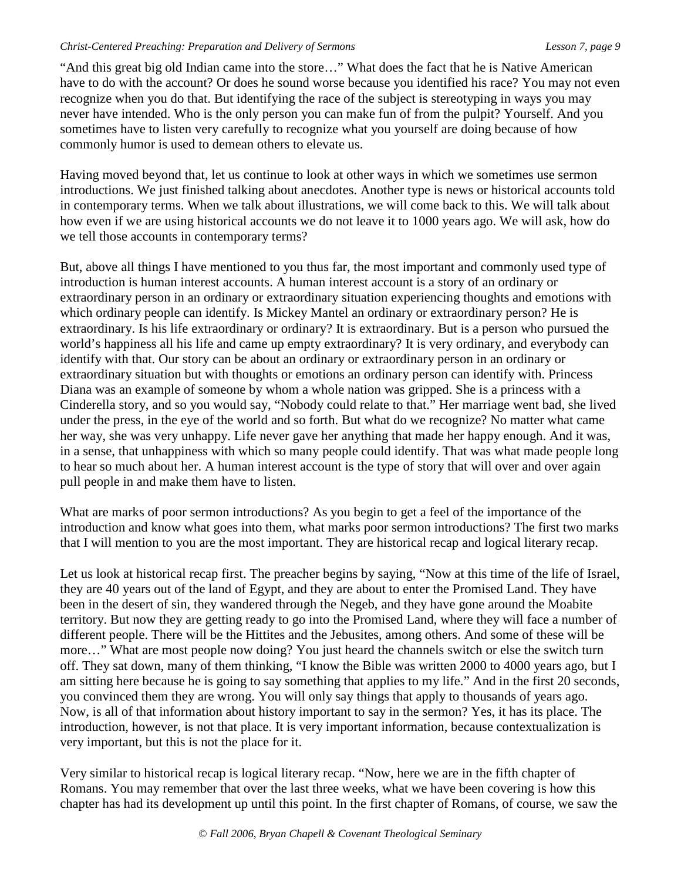"And this great big old Indian came into the store…" What does the fact that he is Native American have to do with the account? Or does he sound worse because you identified his race? You may not even recognize when you do that. But identifying the race of the subject is stereotyping in ways you may never have intended. Who is the only person you can make fun of from the pulpit? Yourself. And you sometimes have to listen very carefully to recognize what you yourself are doing because of how commonly humor is used to demean others to elevate us.

Having moved beyond that, let us continue to look at other ways in which we sometimes use sermon introductions. We just finished talking about anecdotes. Another type is news or historical accounts told in contemporary terms. When we talk about illustrations, we will come back to this. We will talk about how even if we are using historical accounts we do not leave it to 1000 years ago. We will ask, how do we tell those accounts in contemporary terms?

But, above all things I have mentioned to you thus far, the most important and commonly used type of introduction is human interest accounts. A human interest account is a story of an ordinary or extraordinary person in an ordinary or extraordinary situation experiencing thoughts and emotions with which ordinary people can identify. Is Mickey Mantel an ordinary or extraordinary person? He is extraordinary. Is his life extraordinary or ordinary? It is extraordinary. But is a person who pursued the world's happiness all his life and came up empty extraordinary? It is very ordinary, and everybody can identify with that. Our story can be about an ordinary or extraordinary person in an ordinary or extraordinary situation but with thoughts or emotions an ordinary person can identify with. Princess Diana was an example of someone by whom a whole nation was gripped. She is a princess with a Cinderella story, and so you would say, "Nobody could relate to that." Her marriage went bad, she lived under the press, in the eye of the world and so forth. But what do we recognize? No matter what came her way, she was very unhappy. Life never gave her anything that made her happy enough. And it was, in a sense, that unhappiness with which so many people could identify. That was what made people long to hear so much about her. A human interest account is the type of story that will over and over again pull people in and make them have to listen.

What are marks of poor sermon introductions? As you begin to get a feel of the importance of the introduction and know what goes into them, what marks poor sermon introductions? The first two marks that I will mention to you are the most important. They are historical recap and logical literary recap.

Let us look at historical recap first. The preacher begins by saying, "Now at this time of the life of Israel, they are 40 years out of the land of Egypt, and they are about to enter the Promised Land. They have been in the desert of sin, they wandered through the Negeb, and they have gone around the Moabite territory. But now they are getting ready to go into the Promised Land, where they will face a number of different people. There will be the Hittites and the Jebusites, among others. And some of these will be more…" What are most people now doing? You just heard the channels switch or else the switch turn off. They sat down, many of them thinking, "I know the Bible was written 2000 to 4000 years ago, but I am sitting here because he is going to say something that applies to my life." And in the first 20 seconds, you convinced them they are wrong. You will only say things that apply to thousands of years ago. Now, is all of that information about history important to say in the sermon? Yes, it has its place. The introduction, however, is not that place. It is very important information, because contextualization is very important, but this is not the place for it.

Very similar to historical recap is logical literary recap. "Now, here we are in the fifth chapter of Romans. You may remember that over the last three weeks, what we have been covering is how this chapter has had its development up until this point. In the first chapter of Romans, of course, we saw the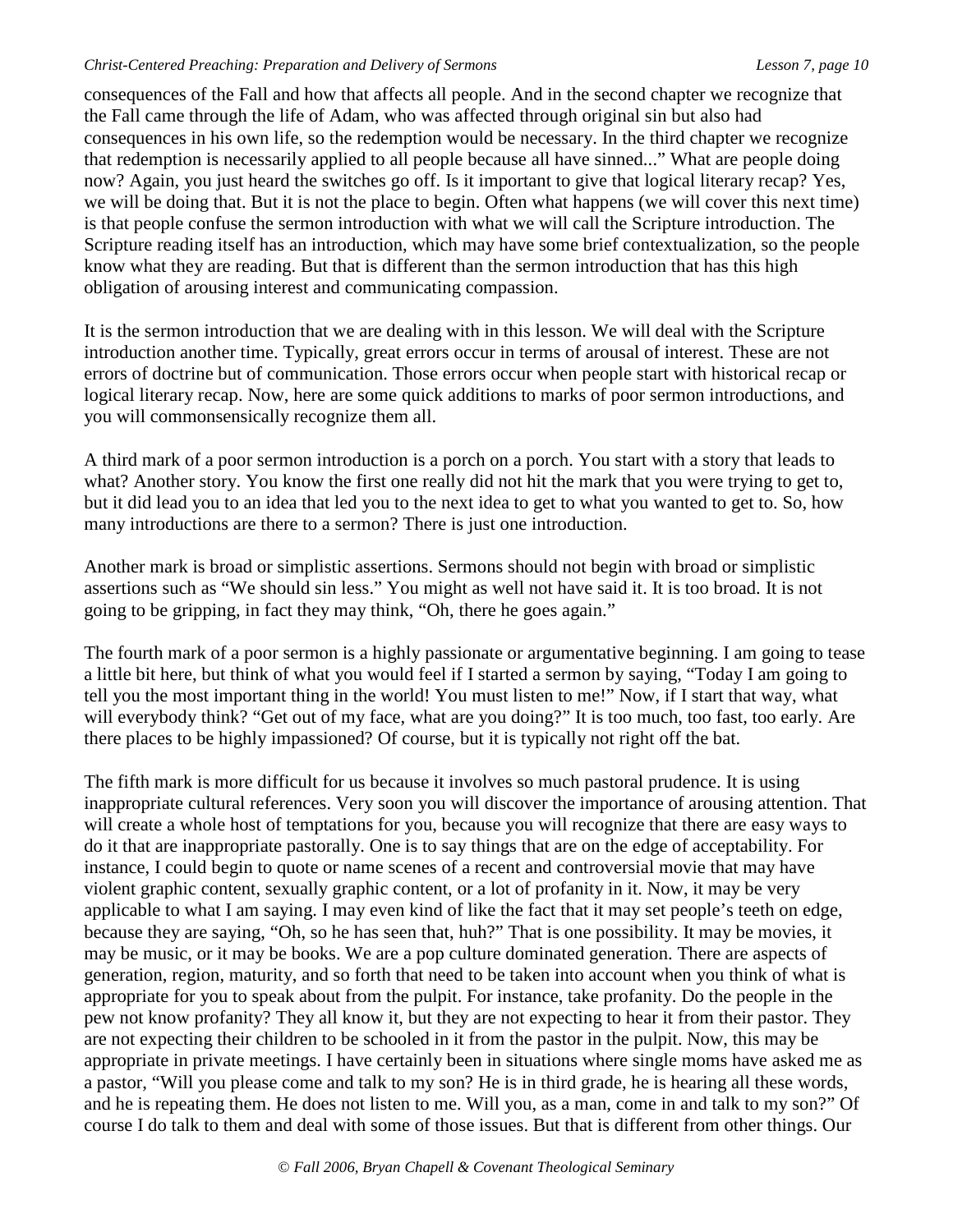consequences of the Fall and how that affects all people. And in the second chapter we recognize that the Fall came through the life of Adam, who was affected through original sin but also had consequences in his own life, so the redemption would be necessary. In the third chapter we recognize that redemption is necessarily applied to all people because all have sinned..." What are people doing now? Again, you just heard the switches go off. Is it important to give that logical literary recap? Yes, we will be doing that. But it is not the place to begin. Often what happens (we will cover this next time) is that people confuse the sermon introduction with what we will call the Scripture introduction. The Scripture reading itself has an introduction, which may have some brief contextualization, so the people know what they are reading. But that is different than the sermon introduction that has this high obligation of arousing interest and communicating compassion.

It is the sermon introduction that we are dealing with in this lesson. We will deal with the Scripture introduction another time. Typically, great errors occur in terms of arousal of interest. These are not errors of doctrine but of communication. Those errors occur when people start with historical recap or logical literary recap. Now, here are some quick additions to marks of poor sermon introductions, and you will commonsensically recognize them all.

A third mark of a poor sermon introduction is a porch on a porch. You start with a story that leads to what? Another story. You know the first one really did not hit the mark that you were trying to get to, but it did lead you to an idea that led you to the next idea to get to what you wanted to get to. So, how many introductions are there to a sermon? There is just one introduction.

Another mark is broad or simplistic assertions. Sermons should not begin with broad or simplistic assertions such as "We should sin less." You might as well not have said it. It is too broad. It is not going to be gripping, in fact they may think, "Oh, there he goes again."

The fourth mark of a poor sermon is a highly passionate or argumentative beginning. I am going to tease a little bit here, but think of what you would feel if I started a sermon by saying, "Today I am going to tell you the most important thing in the world! You must listen to me!" Now, if I start that way, what will everybody think? "Get out of my face, what are you doing?" It is too much, too fast, too early. Are there places to be highly impassioned? Of course, but it is typically not right off the bat.

The fifth mark is more difficult for us because it involves so much pastoral prudence. It is using inappropriate cultural references. Very soon you will discover the importance of arousing attention. That will create a whole host of temptations for you, because you will recognize that there are easy ways to do it that are inappropriate pastorally. One is to say things that are on the edge of acceptability. For instance, I could begin to quote or name scenes of a recent and controversial movie that may have violent graphic content, sexually graphic content, or a lot of profanity in it. Now, it may be very applicable to what I am saying. I may even kind of like the fact that it may set people's teeth on edge, because they are saying, "Oh, so he has seen that, huh?" That is one possibility. It may be movies, it may be music, or it may be books. We are a pop culture dominated generation. There are aspects of generation, region, maturity, and so forth that need to be taken into account when you think of what is appropriate for you to speak about from the pulpit. For instance, take profanity. Do the people in the pew not know profanity? They all know it, but they are not expecting to hear it from their pastor. They are not expecting their children to be schooled in it from the pastor in the pulpit. Now, this may be appropriate in private meetings. I have certainly been in situations where single moms have asked me as a pastor, "Will you please come and talk to my son? He is in third grade, he is hearing all these words, and he is repeating them. He does not listen to me. Will you, as a man, come in and talk to my son?" Of course I do talk to them and deal with some of those issues. But that is different from other things. Our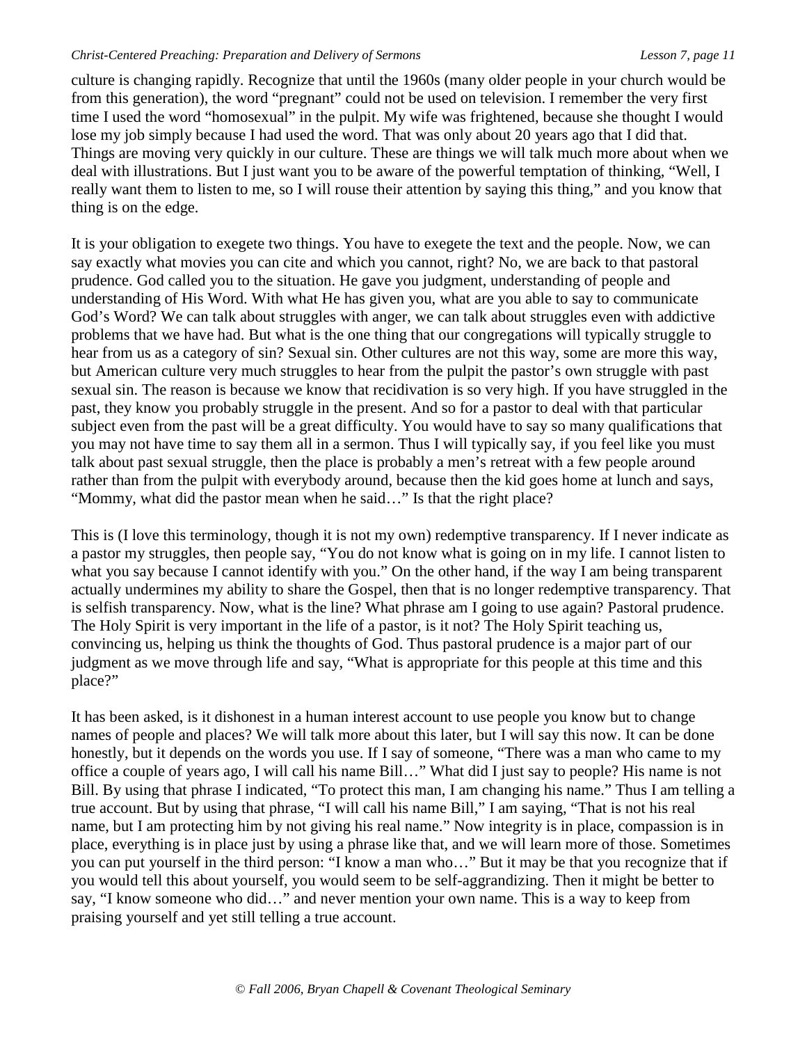culture is changing rapidly. Recognize that until the 1960s (many older people in your church would be from this generation), the word "pregnant" could not be used on television. I remember the very first time I used the word "homosexual" in the pulpit. My wife was frightened, because she thought I would lose my job simply because I had used the word. That was only about 20 years ago that I did that. Things are moving very quickly in our culture. These are things we will talk much more about when we deal with illustrations. But I just want you to be aware of the powerful temptation of thinking, "Well, I really want them to listen to me, so I will rouse their attention by saying this thing," and you know that thing is on the edge.

It is your obligation to exegete two things. You have to exegete the text and the people. Now, we can say exactly what movies you can cite and which you cannot, right? No, we are back to that pastoral prudence. God called you to the situation. He gave you judgment, understanding of people and understanding of His Word. With what He has given you, what are you able to say to communicate God's Word? We can talk about struggles with anger, we can talk about struggles even with addictive problems that we have had. But what is the one thing that our congregations will typically struggle to hear from us as a category of sin? Sexual sin. Other cultures are not this way, some are more this way, but American culture very much struggles to hear from the pulpit the pastor's own struggle with past sexual sin. The reason is because we know that recidivation is so very high. If you have struggled in the past, they know you probably struggle in the present. And so for a pastor to deal with that particular subject even from the past will be a great difficulty. You would have to say so many qualifications that you may not have time to say them all in a sermon. Thus I will typically say, if you feel like you must talk about past sexual struggle, then the place is probably a men's retreat with a few people around rather than from the pulpit with everybody around, because then the kid goes home at lunch and says, "Mommy, what did the pastor mean when he said…" Is that the right place?

This is (I love this terminology, though it is not my own) redemptive transparency. If I never indicate as a pastor my struggles, then people say, "You do not know what is going on in my life. I cannot listen to what you say because I cannot identify with you." On the other hand, if the way I am being transparent actually undermines my ability to share the Gospel, then that is no longer redemptive transparency. That is selfish transparency. Now, what is the line? What phrase am I going to use again? Pastoral prudence. The Holy Spirit is very important in the life of a pastor, is it not? The Holy Spirit teaching us, convincing us, helping us think the thoughts of God. Thus pastoral prudence is a major part of our judgment as we move through life and say, "What is appropriate for this people at this time and this place?"

It has been asked, is it dishonest in a human interest account to use people you know but to change names of people and places? We will talk more about this later, but I will say this now. It can be done honestly, but it depends on the words you use. If I say of someone, "There was a man who came to my office a couple of years ago, I will call his name Bill…" What did I just say to people? His name is not Bill. By using that phrase I indicated, "To protect this man, I am changing his name." Thus I am telling a true account. But by using that phrase, "I will call his name Bill," I am saying, "That is not his real name, but I am protecting him by not giving his real name." Now integrity is in place, compassion is in place, everything is in place just by using a phrase like that, and we will learn more of those. Sometimes you can put yourself in the third person: "I know a man who…" But it may be that you recognize that if you would tell this about yourself, you would seem to be self-aggrandizing. Then it might be better to say, "I know someone who did…" and never mention your own name. This is a way to keep from praising yourself and yet still telling a true account.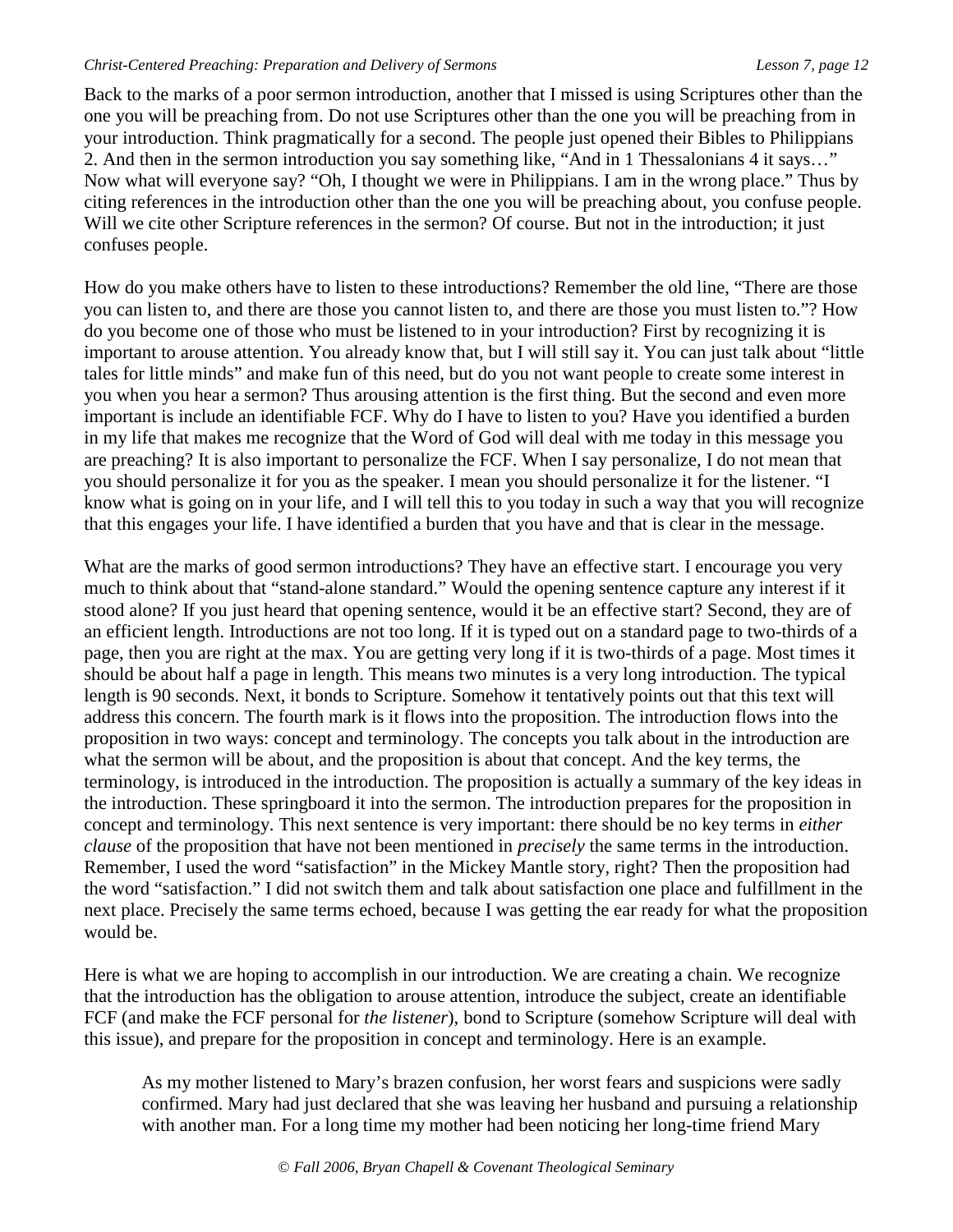Back to the marks of a poor sermon introduction, another that I missed is using Scriptures other than the one you will be preaching from. Do not use Scriptures other than the one you will be preaching from in your introduction. Think pragmatically for a second. The people just opened their Bibles to Philippians 2. And then in the sermon introduction you say something like, "And in 1 Thessalonians 4 it says…" Now what will everyone say? "Oh, I thought we were in Philippians. I am in the wrong place." Thus by citing references in the introduction other than the one you will be preaching about, you confuse people. Will we cite other Scripture references in the sermon? Of course. But not in the introduction; it just confuses people.

How do you make others have to listen to these introductions? Remember the old line, "There are those you can listen to, and there are those you cannot listen to, and there are those you must listen to."? How do you become one of those who must be listened to in your introduction? First by recognizing it is important to arouse attention. You already know that, but I will still say it. You can just talk about "little tales for little minds" and make fun of this need, but do you not want people to create some interest in you when you hear a sermon? Thus arousing attention is the first thing. But the second and even more important is include an identifiable FCF. Why do I have to listen to you? Have you identified a burden in my life that makes me recognize that the Word of God will deal with me today in this message you are preaching? It is also important to personalize the FCF. When I say personalize, I do not mean that you should personalize it for you as the speaker. I mean you should personalize it for the listener. "I know what is going on in your life, and I will tell this to you today in such a way that you will recognize that this engages your life. I have identified a burden that you have and that is clear in the message.

What are the marks of good sermon introductions? They have an effective start. I encourage you very much to think about that "stand-alone standard." Would the opening sentence capture any interest if it stood alone? If you just heard that opening sentence, would it be an effective start? Second, they are of an efficient length. Introductions are not too long. If it is typed out on a standard page to two-thirds of a page, then you are right at the max. You are getting very long if it is two-thirds of a page. Most times it should be about half a page in length. This means two minutes is a very long introduction. The typical length is 90 seconds. Next, it bonds to Scripture. Somehow it tentatively points out that this text will address this concern. The fourth mark is it flows into the proposition. The introduction flows into the proposition in two ways: concept and terminology. The concepts you talk about in the introduction are what the sermon will be about, and the proposition is about that concept. And the key terms, the terminology, is introduced in the introduction. The proposition is actually a summary of the key ideas in the introduction. These springboard it into the sermon. The introduction prepares for the proposition in concept and terminology. This next sentence is very important: there should be no key terms in *either clause* of the proposition that have not been mentioned in *precisely* the same terms in the introduction. Remember, I used the word "satisfaction" in the Mickey Mantle story, right? Then the proposition had the word "satisfaction." I did not switch them and talk about satisfaction one place and fulfillment in the next place. Precisely the same terms echoed, because I was getting the ear ready for what the proposition would be.

Here is what we are hoping to accomplish in our introduction. We are creating a chain. We recognize that the introduction has the obligation to arouse attention, introduce the subject, create an identifiable FCF (and make the FCF personal for *the listener*), bond to Scripture (somehow Scripture will deal with this issue), and prepare for the proposition in concept and terminology. Here is an example.

> As my mother listened to Mary's brazen confusion, her worst fears and suspicions were sadly confirmed. Mary had just declared that she was leaving her husband and pursuing a relationship with another man. For a long time my mother had been noticing her long-time friend Mary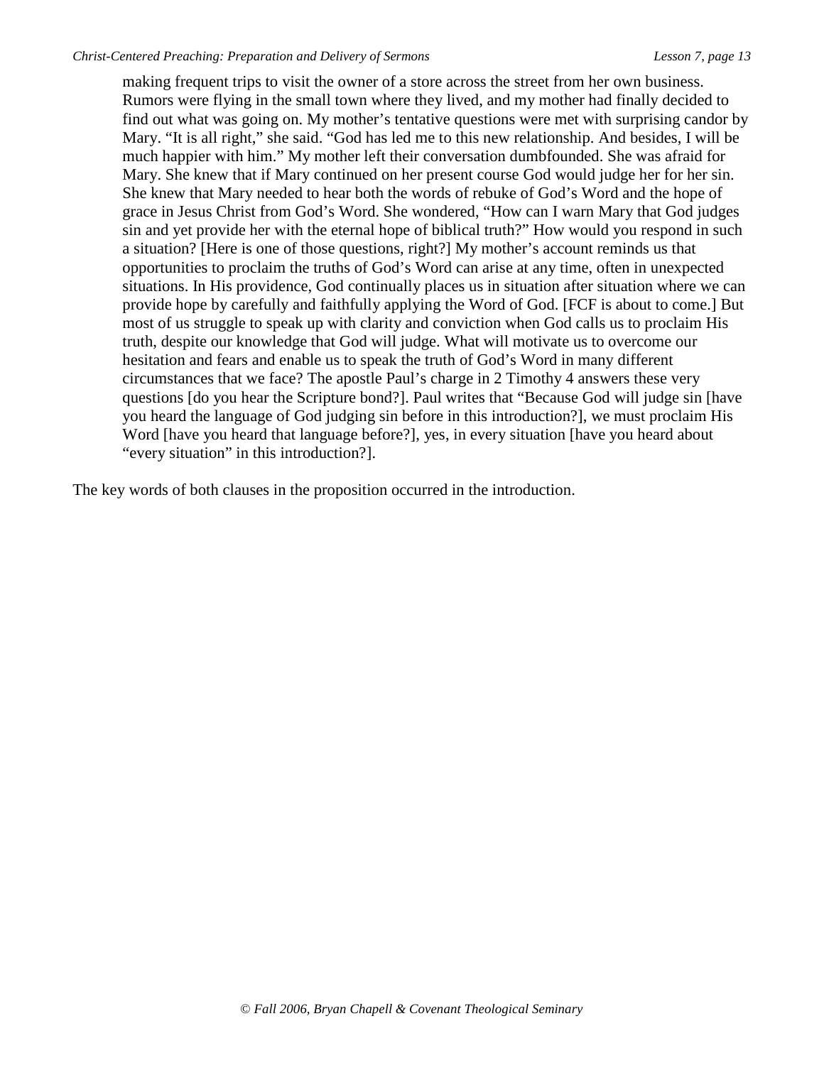> making frequent trips to visit the owner of a store across the street from her own business. Rumors were flying in the small town where they lived, and my mother had finally decided to find out what was going on. My mother's tentative questions were met with surprising candor by Mary. "It is all right," she said. "God has led me to this new relationship. And besides, I will be much happier with him." My mother left their conversation dumbfounded. She was afraid for Mary. She knew that if Mary continued on her present course God would judge her for her sin. She knew that Mary needed to hear both the words of rebuke of God's Word and the hope of grace in Jesus Christ from God's Word. She wondered, "How can I warn Mary that God judges sin and yet provide her with the eternal hope of biblical truth?" How would you respond in such a situation? [Here is one of those questions, right?] My mother's account reminds us that opportunities to proclaim the truths of God's Word can arise at any time, often in unexpected situations. In His providence, God continually places us in situation after situation where we can provide hope by carefully and faithfully applying the Word of God. [FCF is about to come.] But most of us struggle to speak up with clarity and conviction when God calls us to proclaim His truth, despite our knowledge that God will judge. What will motivate us to overcome our hesitation and fears and enable us to speak the truth of God's Word in many different circumstances that we face? The apostle Paul's charge in 2 Timothy 4 answers these very questions [do you hear the Scripture bond?]. Paul writes that "Because God will judge sin [have you heard the language of God judging sin before in this introduction?], we must proclaim His Word [have you heard that language before?], yes, in every situation [have you heard about "every situation" in this introduction?].

The key words of both clauses in the proposition occurred in the introduction.